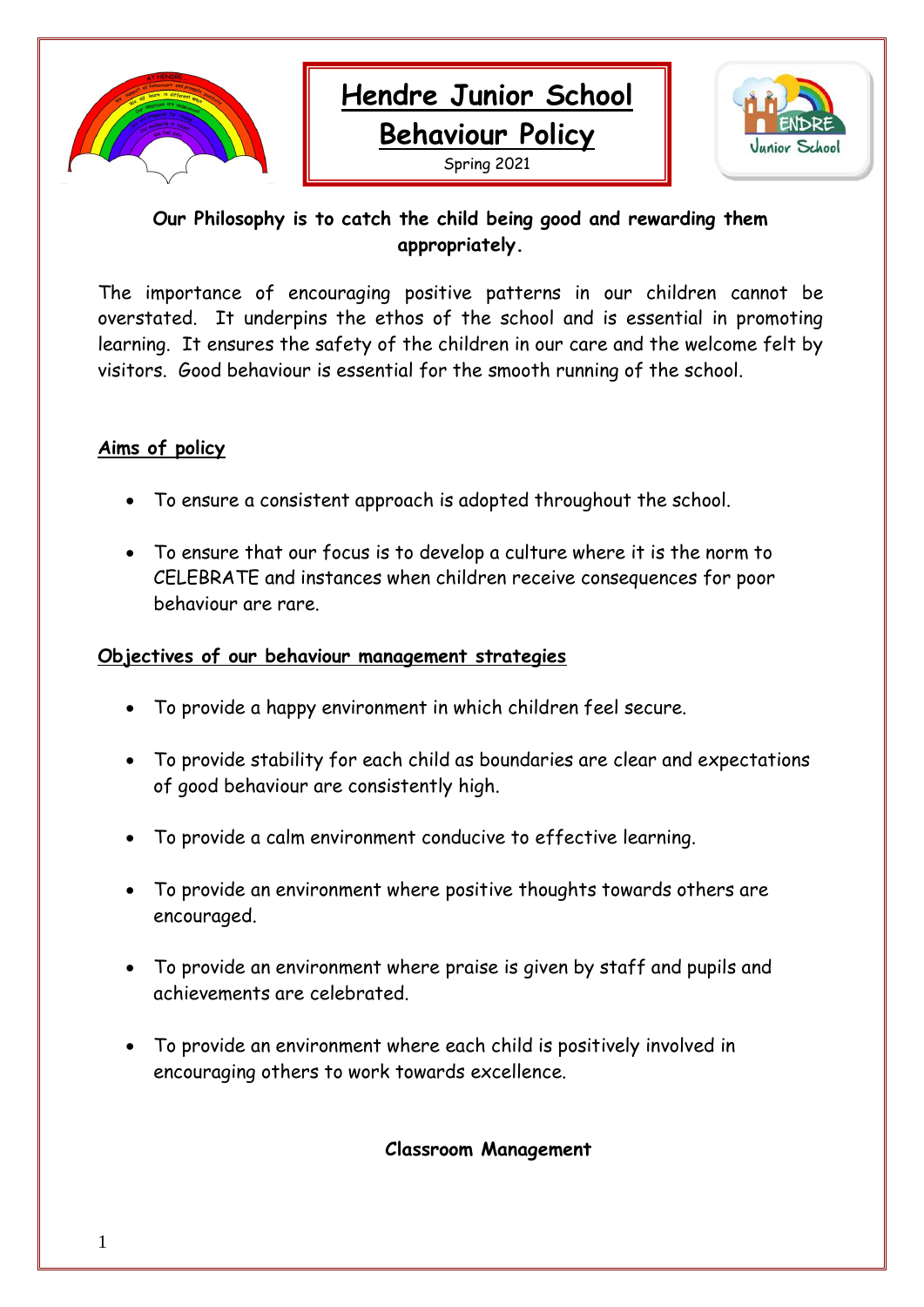# Hendre Junior School
# Behaviour Policy

Spring 2021

**Our Philosophy is to catch the child being good and rewarding them appropriately.**

The importance of encouraging positive patterns in our children cannot be overstated. It underpins the ethos of the school and is essential in promoting learning. It ensures the safety of the children in our care and the welcome felt by visitors. Good behaviour is essential for the smooth running of the school.

## Aims of policy

- To ensure a consistent approach is adopted throughout the school.
- To ensure that our focus is to develop a culture where it is the norm to CELEBRATE and instances when children receive consequences for poor behaviour are rare.

## Objectives of our behaviour management strategies

- To provide a happy environment in which children feel secure.
- To provide stability for each child as boundaries are clear and expectations of good behaviour are consistently high.
- To provide a calm environment conducive to effective learning.
- To provide an environment where positive thoughts towards others are encouraged.
- To provide an environment where praise is given by staff and pupils and achievements are celebrated.
- To provide an environment where each child is positively involved in encouraging others to work towards excellence.

## Classroom Management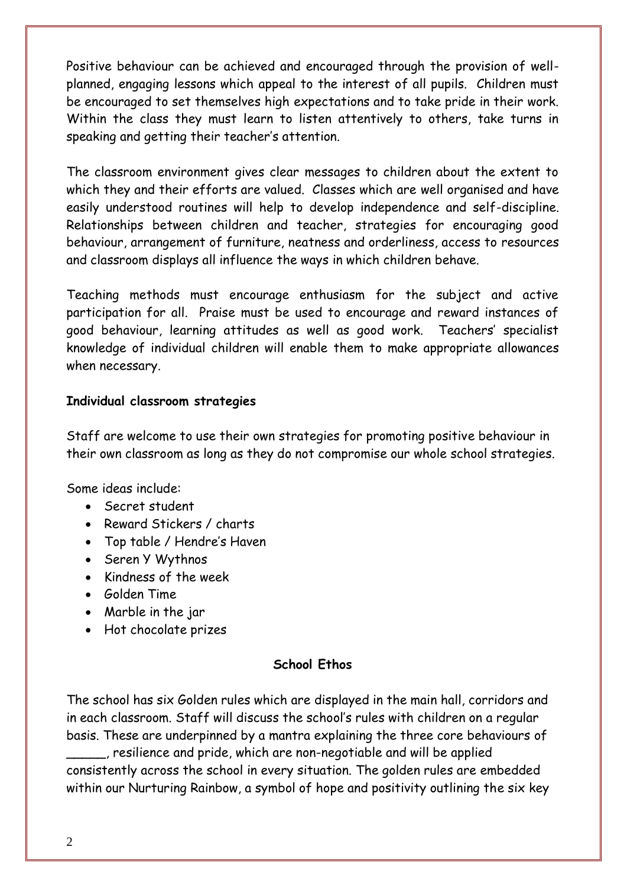Positive behaviour can be achieved and encouraged through the provision of well-planned, engaging lessons which appeal to the interest of all pupils. Children must be encouraged to set themselves high expectations and to take pride in their work. Within the class they must learn to listen attentively to others, take turns in speaking and getting their teacher's attention.

The classroom environment gives clear messages to children about the extent to which they and their efforts are valued. Classes which are well organised and have easily understood routines will help to develop independence and self-discipline. Relationships between children and teacher, strategies for encouraging good behaviour, arrangement of furniture, neatness and orderliness, access to resources and classroom displays all influence the ways in which children behave.

Teaching methods must encourage enthusiasm for the subject and active participation for all. Praise must be used to encourage and reward instances of good behaviour, learning attitudes as well as good work. Teachers' specialist knowledge of individual children will enable them to make appropriate allowances when necessary.

**Individual classroom strategies**

Staff are welcome to use their own strategies for promoting positive behaviour in their own classroom as long as they do not compromise our whole school strategies.

Some ideas include:

- Secret student
- Reward Stickers / charts
- Top table / Hendre's Haven
- Seren Y Wythnos
- Kindness of the week
- Golden Time
- Marble in the jar
- Hot chocolate prizes

**School Ethos**

The school has six Golden rules which are displayed in the main hall, corridors and in each classroom. Staff will discuss the school's rules with children on a regular basis. These are underpinned by a mantra explaining the three core behaviours of _____, resilience and pride, which are non-negotiable and will be applied consistently across the school in every situation. The golden rules are embedded within our Nurturing Rainbow, a symbol of hope and positivity outlining the six key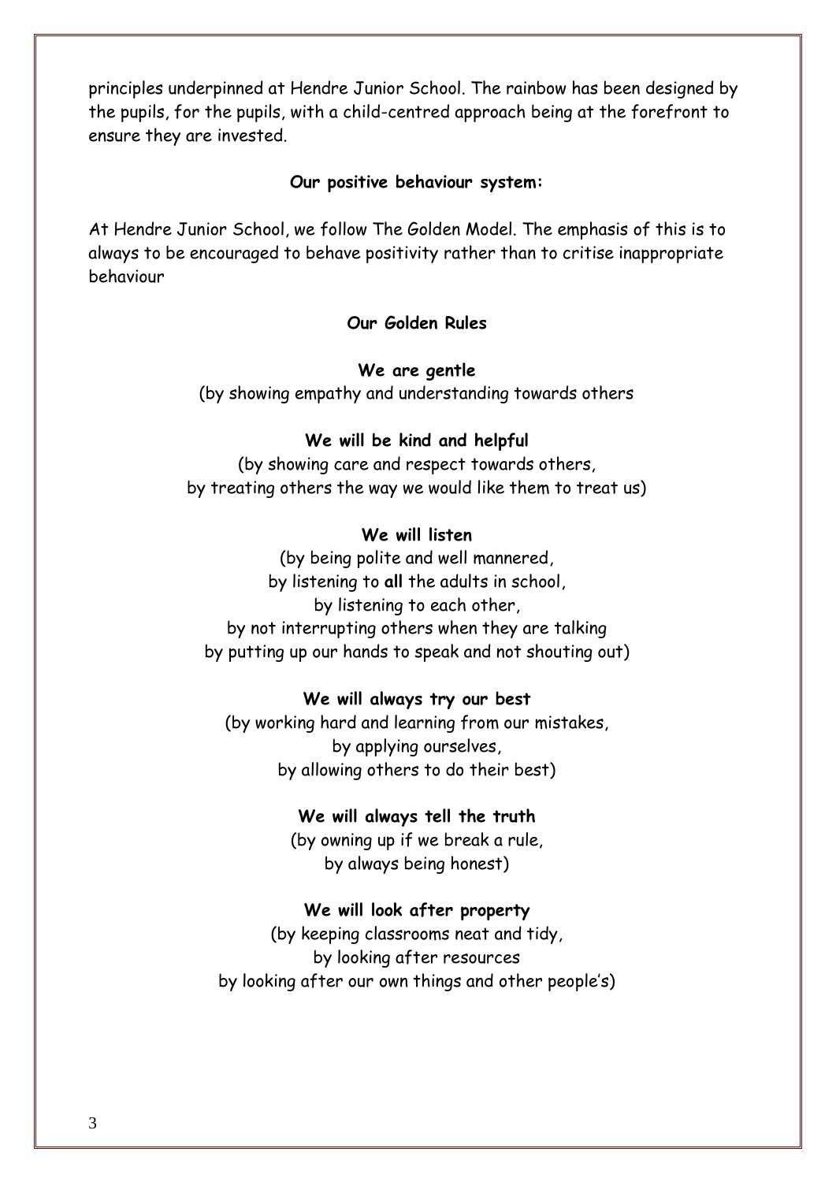principles underpinned at Hendre Junior School. The rainbow has been designed by the pupils, for the pupils, with a child-centred approach being at the forefront to ensure they are invested.

**Our positive behaviour system:**

At Hendre Junior School, we follow The Golden Model. The emphasis of this is to always to be encouraged to behave positivity rather than to critise inappropriate behaviour

**Our Golden Rules**

**We are gentle**
(by showing empathy and understanding towards others

**We will be kind and helpful**
(by showing care and respect towards others,
by treating others the way we would like them to treat us)

**We will listen**
(by being polite and well mannered,
by listening to **all** the adults in school,
by listening to each other,
by not interrupting others when they are talking
by putting up our hands to speak and not shouting out)

**We will always try our best**
(by working hard and learning from our mistakes,
by applying ourselves,
by allowing others to do their best)

**We will always tell the truth**
(by owning up if we break a rule,
by always being honest)

**We will look after property**
(by keeping classrooms neat and tidy,
by looking after resources
by looking after our own things and other people's)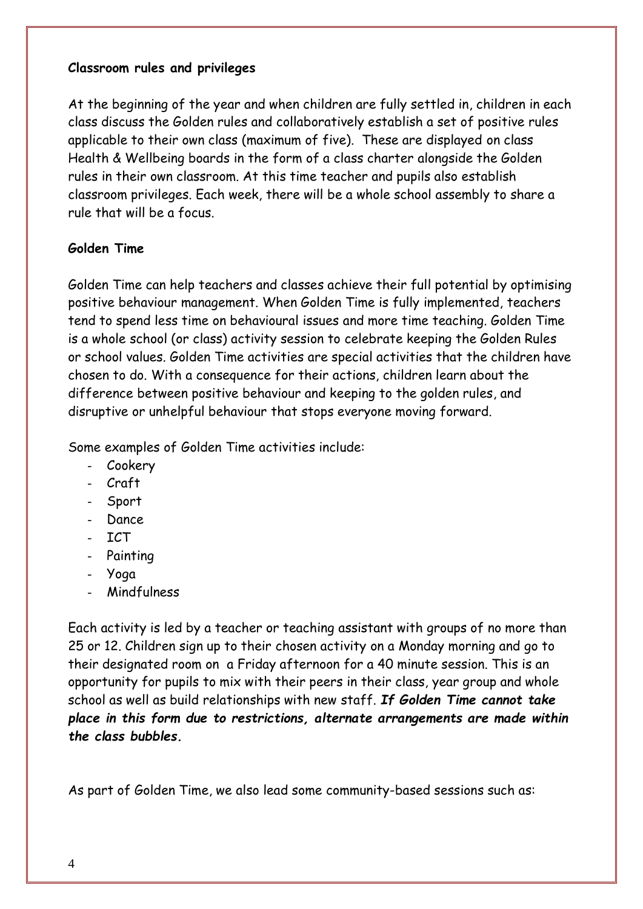**Classroom rules and privileges**

At the beginning of the year and when children are fully settled in, children in each class discuss the Golden rules and collaboratively establish a set of positive rules applicable to their own class (maximum of five). These are displayed on class Health & Wellbeing boards in the form of a class charter alongside the Golden rules in their own classroom. At this time teacher and pupils also establish classroom privileges. Each week, there will be a whole school assembly to share a rule that will be a focus.

**Golden Time**

Golden Time can help teachers and classes achieve their full potential by optimising positive behaviour management. When Golden Time is fully implemented, teachers tend to spend less time on behavioural issues and more time teaching. Golden Time is a whole school (or class) activity session to celebrate keeping the Golden Rules or school values. Golden Time activities are special activities that the children have chosen to do. With a consequence for their actions, children learn about the difference between positive behaviour and keeping to the golden rules, and disruptive or unhelpful behaviour that stops everyone moving forward.

Some examples of Golden Time activities include:

- Cookery
- Craft
- Sport
- Dance
- ICT
- Painting
- Yoga
- Mindfulness

Each activity is led by a teacher or teaching assistant with groups of no more than 25 or 12. Children sign up to their chosen activity on a Monday morning and go to their designated room on a Friday afternoon for a 40 minute session. This is an opportunity for pupils to mix with their peers in their class, year group and whole school as well as build relationships with new staff. ***If Golden Time cannot take place in this form due to restrictions, alternate arrangements are made within the class bubbles.***

As part of Golden Time, we also lead some community-based sessions such as: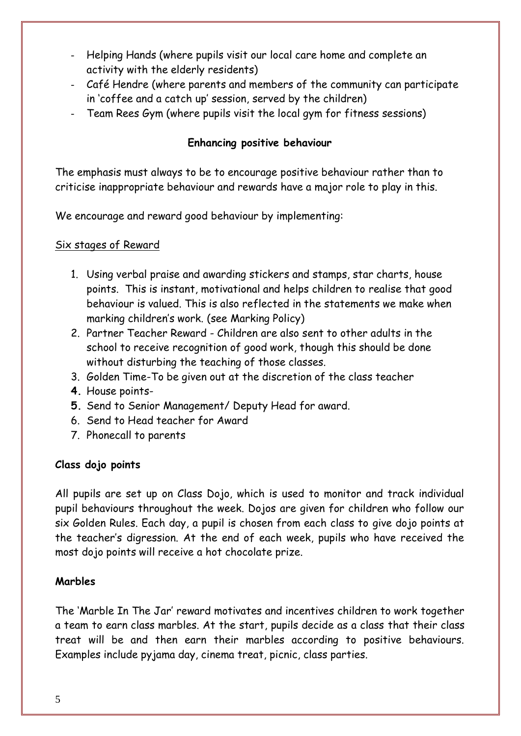- Helping Hands (where pupils visit our local care home and complete an activity with the elderly residents)
- Café Hendre (where parents and members of the community can participate in 'coffee and a catch up' session, served by the children)
- Team Rees Gym (where pupils visit the local gym for fitness sessions)

**Enhancing positive behaviour**

The emphasis must always to be to encourage positive behaviour rather than to criticise inappropriate behaviour and rewards have a major role to play in this.

We encourage and reward good behaviour by implementing:

Six stages of Reward

1. Using verbal praise and awarding stickers and stamps, star charts, house points. This is instant, motivational and helps children to realise that good behaviour is valued. This is also reflected in the statements we make when marking children's work. (see Marking Policy)
2. Partner Teacher Reward - Children are also sent to other adults in the school to receive recognition of good work, though this should be done without disturbing the teaching of those classes.
3. Golden Time-To be given out at the discretion of the class teacher
4. House points-
5. Send to Senior Management/ Deputy Head for award.
6. Send to Head teacher for Award
7. Phonecall to parents

**Class dojo points**

All pupils are set up on Class Dojo, which is used to monitor and track individual pupil behaviours throughout the week. Dojos are given for children who follow our six Golden Rules. Each day, a pupil is chosen from each class to give dojo points at the teacher's digression. At the end of each week, pupils who have received the most dojo points will receive a hot chocolate prize.

**Marbles**

The 'Marble In The Jar' reward motivates and incentives children to work together a team to earn class marbles. At the start, pupils decide as a class that their class treat will be and then earn their marbles according to positive behaviours. Examples include pyjama day, cinema treat, picnic, class parties.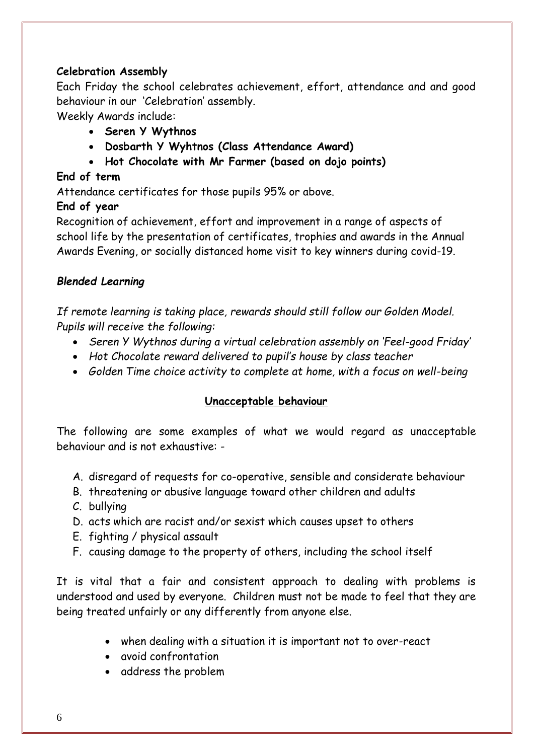**Celebration Assembly**

Each Friday the school celebrates achievement, effort, attendance and and good behaviour in our 'Celebration' assembly.

Weekly Awards include:

- **Seren Y Wythnos**
- **Dosbarth Y Wyhtnos (Class Attendance Award)**
- **Hot Chocolate with Mr Farmer (based on dojo points)**

**End of term**

Attendance certificates for those pupils 95% or above.

**End of year**

Recognition of achievement, effort and improvement in a range of aspects of school life by the presentation of certificates, trophies and awards in the Annual Awards Evening, or socially distanced home visit to key winners during covid-19.

***Blended Learning***

*If remote learning is taking place, rewards should still follow our Golden Model. Pupils will receive the following:*

- *Seren Y Wythnos during a virtual celebration assembly on 'Feel-good Friday'*
- *Hot Chocolate reward delivered to pupil's house by class teacher*
- *Golden Time choice activity to complete at home, with a focus on well-being*

## Unacceptable behaviour

The following are some examples of what we would regard as unacceptable behaviour and is not exhaustive: -

A. disregard of requests for co-operative, sensible and considerate behaviour
B. threatening or abusive language toward other children and adults
C. bullying
D. acts which are racist and/or sexist which causes upset to others
E. fighting / physical assault
F. causing damage to the property of others, including the school itself

It is vital that a fair and consistent approach to dealing with problems is understood and used by everyone. Children must not be made to feel that they are being treated unfairly or any differently from anyone else.

- when dealing with a situation it is important not to over-react
- avoid confrontation
- address the problem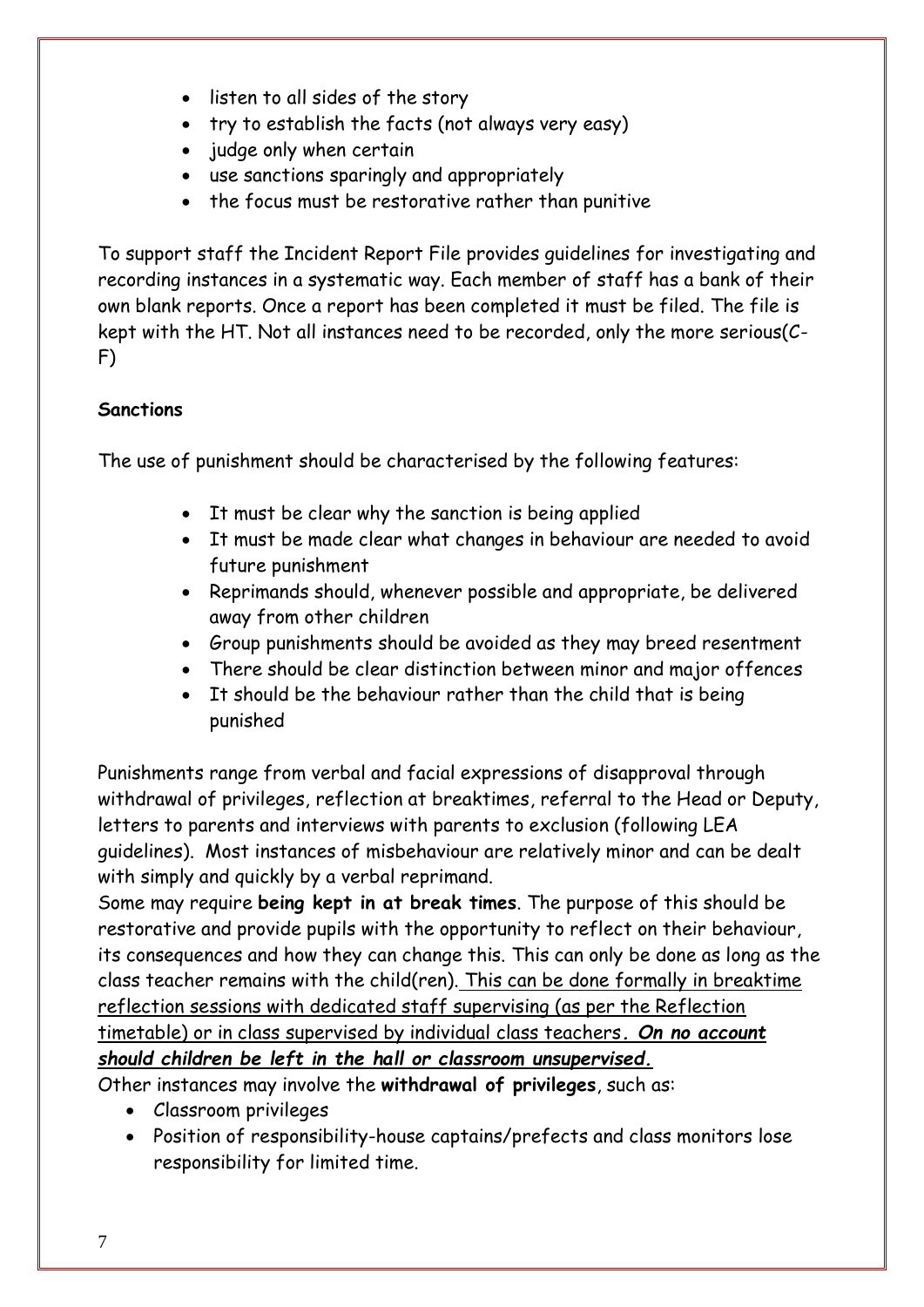- listen to all sides of the story
- try to establish the facts (not always very easy)
- judge only when certain
- use sanctions sparingly and appropriately
- the focus must be restorative rather than punitive

To support staff the Incident Report File provides guidelines for investigating and recording instances in a systematic way. Each member of staff has a bank of their own blank reports. Once a report has been completed it must be filed. The file is kept with the HT. Not all instances need to be recorded, only the more serious(C-F)

**Sanctions**

The use of punishment should be characterised by the following features:

- It must be clear why the sanction is being applied
- It must be made clear what changes in behaviour are needed to avoid future punishment
- Reprimands should, whenever possible and appropriate, be delivered away from other children
- Group punishments should be avoided as they may breed resentment
- There should be clear distinction between minor and major offences
- It should be the behaviour rather than the child that is being punished

Punishments range from verbal and facial expressions of disapproval through withdrawal of privileges, reflection at breaktimes, referral to the Head or Deputy, letters to parents and interviews with parents to exclusion (following LEA guidelines). Most instances of misbehaviour are relatively minor and can be dealt with simply and quickly by a verbal reprimand.

Some may require **being kept in at break times**. The purpose of this should be restorative and provide pupils with the opportunity to reflect on their behaviour, its consequences and how they can change this. This can only be done as long as the class teacher remains with the child(ren). <u>This can be done formally in breaktime reflection sessions with dedicated staff supervising (as per the Reflection timetable) or in class supervised by individual class teachers</u>***<u>. On no account should children be left in the hall or classroom unsupervised.</u>***

Other instances may involve the **withdrawal of privileges**, such as:

- Classroom privileges
- Position of responsibility-house captains/prefects and class monitors lose responsibility for limited time.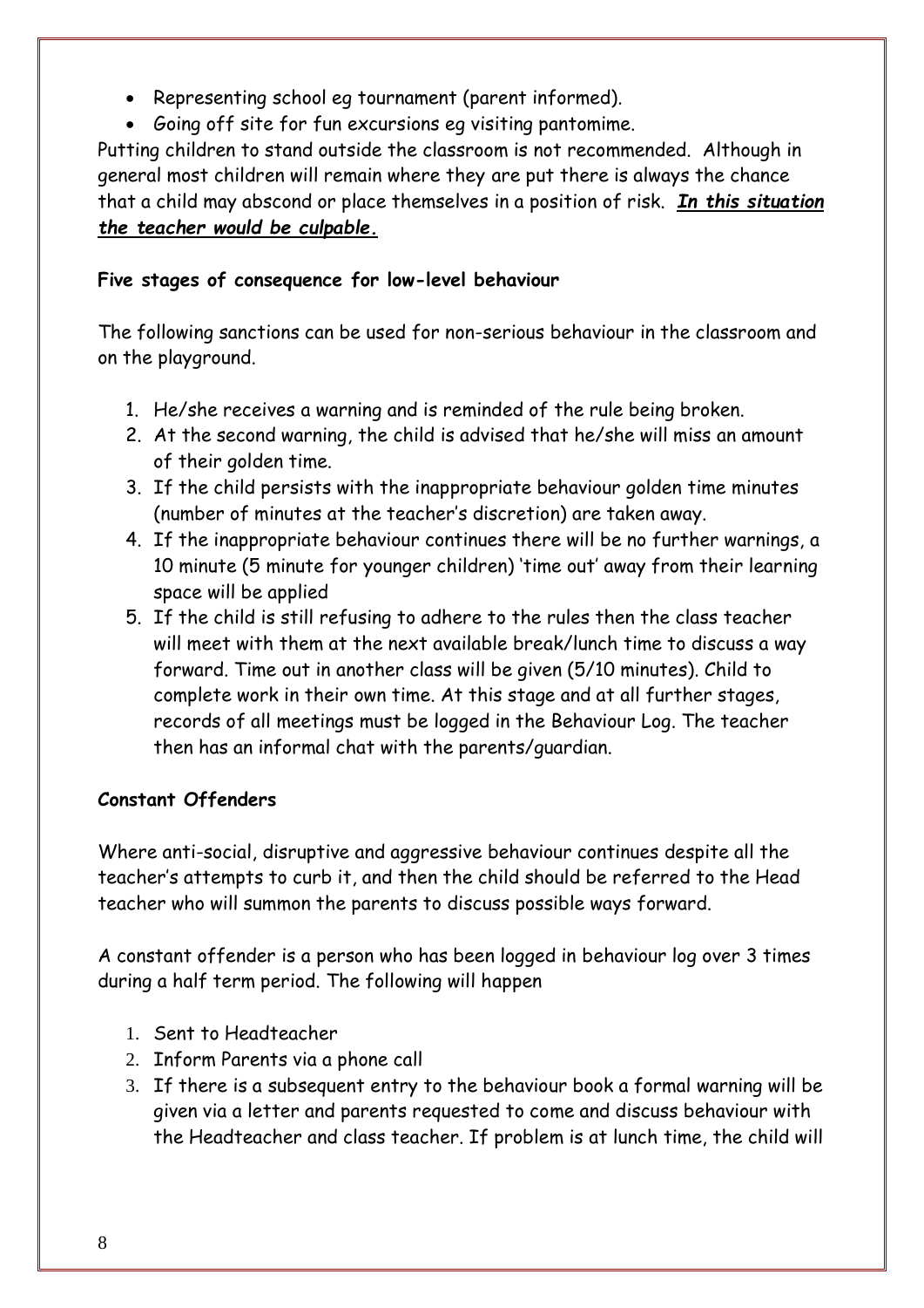- Representing school eg tournament (parent informed).
- Going off site for fun excursions eg visiting pantomime.

Putting children to stand outside the classroom is not recommended. Although in general most children will remain where they are put there is always the chance that a child may abscond or place themselves in a position of risk. ***In this situation the teacher would be culpable.***

**Five stages of consequence for low-level behaviour**

The following sanctions can be used for non-serious behaviour in the classroom and on the playground.

1. He/she receives a warning and is reminded of the rule being broken.
2. At the second warning, the child is advised that he/she will miss an amount of their golden time.
3. If the child persists with the inappropriate behaviour golden time minutes (number of minutes at the teacher's discretion) are taken away.
4. If the inappropriate behaviour continues there will be no further warnings, a 10 minute (5 minute for younger children) 'time out' away from their learning space will be applied
5. If the child is still refusing to adhere to the rules then the class teacher will meet with them at the next available break/lunch time to discuss a way forward. Time out in another class will be given (5/10 minutes). Child to complete work in their own time. At this stage and at all further stages, records of all meetings must be logged in the Behaviour Log. The teacher then has an informal chat with the parents/guardian.

**Constant Offenders**

Where anti-social, disruptive and aggressive behaviour continues despite all the teacher's attempts to curb it, and then the child should be referred to the Head teacher who will summon the parents to discuss possible ways forward.

A constant offender is a person who has been logged in behaviour log over 3 times during a half term period. The following will happen

1. Sent to Headteacher
2. Inform Parents via a phone call
3. If there is a subsequent entry to the behaviour book a formal warning will be given via a letter and parents requested to come and discuss behaviour with the Headteacher and class teacher. If problem is at lunch time, the child will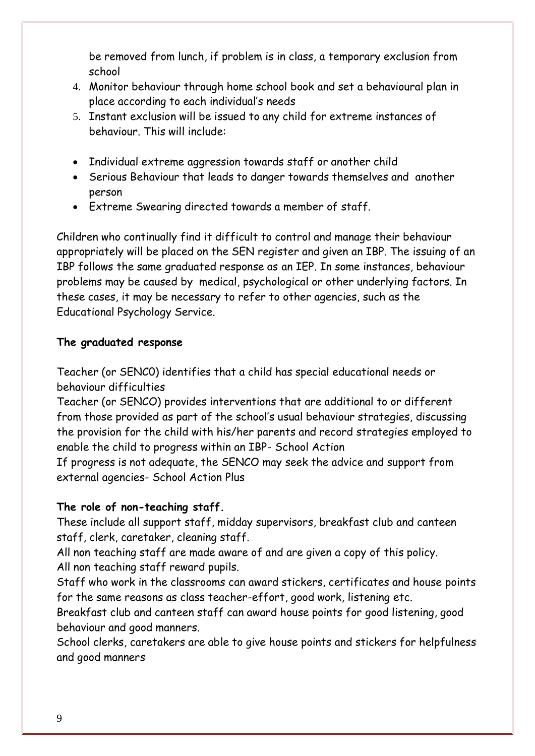be removed from lunch, if problem is in class, a temporary exclusion from school

4. Monitor behaviour through home school book and set a behavioural plan in place according to each individual's needs
5. Instant exclusion will be issued to any child for extreme instances of behaviour. This will include:

- Individual extreme aggression towards staff or another child
- Serious Behaviour that leads to danger towards themselves and another person
- Extreme Swearing directed towards a member of staff.

Children who continually find it difficult to control and manage their behaviour appropriately will be placed on the SEN register and given an IBP. The issuing of an IBP follows the same graduated response as an IEP. In some instances, behaviour problems may be caused by medical, psychological or other underlying factors. In these cases, it may be necessary to refer to other agencies, such as the Educational Psychology Service.

**The graduated response**

Teacher (or SENC0) identifies that a child has special educational needs or behaviour difficulties
Teacher (or SENCO) provides interventions that are additional to or different from those provided as part of the school's usual behaviour strategies, discussing the provision for the child with his/her parents and record strategies employed to enable the child to progress within an IBP- School Action
If progress is not adequate, the SENCO may seek the advice and support from external agencies- School Action Plus

**The role of non-teaching staff.**
These include all support staff, midday supervisors, breakfast club and canteen staff, clerk, caretaker, cleaning staff.
All non teaching staff are made aware of and are given a copy of this policy.
All non teaching staff reward pupils.
Staff who work in the classrooms can award stickers, certificates and house points for the same reasons as class teacher-effort, good work, listening etc.
Breakfast club and canteen staff can award house points for good listening, good behaviour and good manners.
School clerks, caretakers are able to give house points and stickers for helpfulness and good manners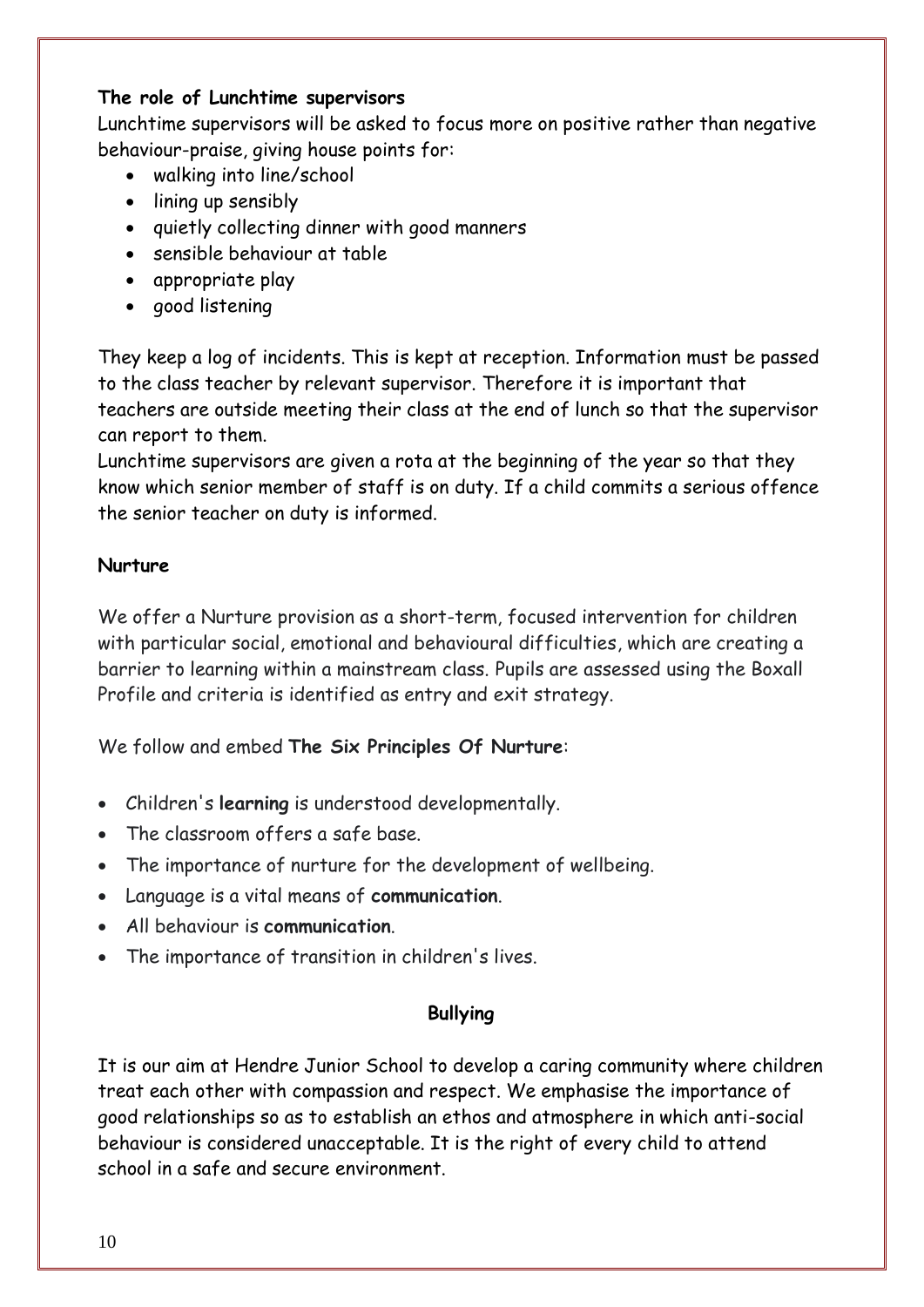**The role of Lunchtime supervisors**

Lunchtime supervisors will be asked to focus more on positive rather than negative behaviour-praise, giving house points for:

- walking into line/school
- lining up sensibly
- quietly collecting dinner with good manners
- sensible behaviour at table
- appropriate play
- good listening

They keep a log of incidents. This is kept at reception. Information must be passed to the class teacher by relevant supervisor. Therefore it is important that teachers are outside meeting their class at the end of lunch so that the supervisor can report to them.
Lunchtime supervisors are given a rota at the beginning of the year so that they know which senior member of staff is on duty. If a child commits a serious offence the senior teacher on duty is informed.

**Nurture**

We offer a Nurture provision as a short-term, focused intervention for children with particular social, emotional and behavioural difficulties, which are creating a barrier to learning within a mainstream class. Pupils are assessed using the Boxall Profile and criteria is identified as entry and exit strategy.

We follow and embed **The Six Principles Of Nurture**:

- Children's **learning** is understood developmentally.
- The classroom offers a safe base.
- The importance of nurture for the development of wellbeing.
- Language is a vital means of **communication**.
- All behaviour is **communication**.
- The importance of transition in children's lives.

**Bullying**

It is our aim at Hendre Junior School to develop a caring community where children treat each other with compassion and respect. We emphasise the importance of good relationships so as to establish an ethos and atmosphere in which anti-social behaviour is considered unacceptable. It is the right of every child to attend school in a safe and secure environment.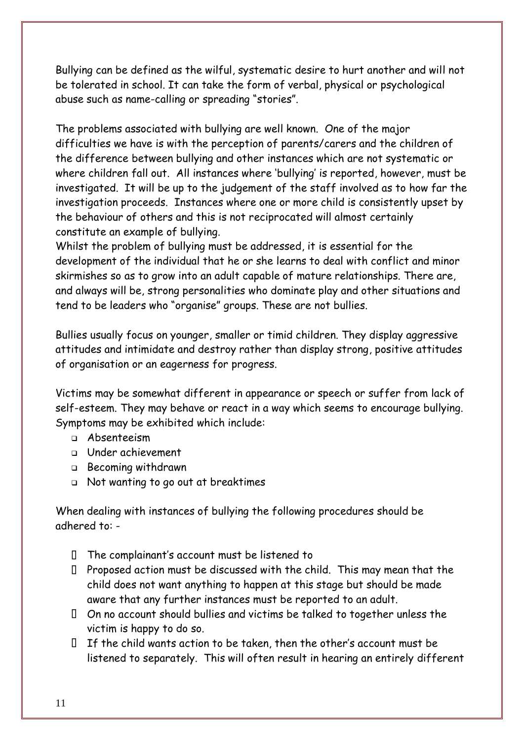Bullying can be defined as the wilful, systematic desire to hurt another and will not be tolerated in school. It can take the form of verbal, physical or psychological abuse such as name-calling or spreading "stories".

The problems associated with bullying are well known. One of the major difficulties we have is with the perception of parents/carers and the children of the difference between bullying and other instances which are not systematic or where children fall out. All instances where 'bullying' is reported, however, must be investigated. It will be up to the judgement of the staff involved as to how far the investigation proceeds. Instances where one or more child is consistently upset by the behaviour of others and this is not reciprocated will almost certainly constitute an example of bullying.
Whilst the problem of bullying must be addressed, it is essential for the development of the individual that he or she learns to deal with conflict and minor skirmishes so as to grow into an adult capable of mature relationships. There are, and always will be, strong personalities who dominate play and other situations and tend to be leaders who "organise" groups. These are not bullies.

Bullies usually focus on younger, smaller or timid children. They display aggressive attitudes and intimidate and destroy rather than display strong, positive attitudes of organisation or an eagerness for progress.

Victims may be somewhat different in appearance or speech or suffer from lack of self-esteem. They may behave or react in a way which seems to encourage bullying. Symptoms may be exhibited which include:

- Absenteeism
- Under achievement
- Becoming withdrawn
- Not wanting to go out at breaktimes

When dealing with instances of bullying the following procedures should be adhered to: -

- The complainant's account must be listened to
- Proposed action must be discussed with the child. This may mean that the child does not want anything to happen at this stage but should be made aware that any further instances must be reported to an adult.
- On no account should bullies and victims be talked to together unless the victim is happy to do so.
- If the child wants action to be taken, then the other's account must be listened to separately. This will often result in hearing an entirely different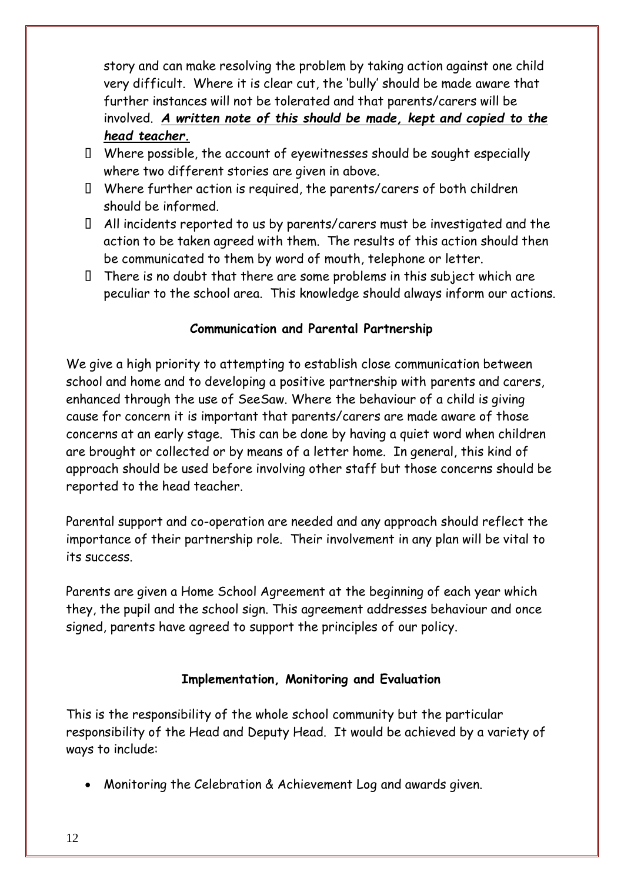story and can make resolving the problem by taking action against one child very difficult. Where it is clear cut, the 'bully' should be made aware that further instances will not be tolerated and that parents/carers will be involved. ***A written note of this should be made, kept and copied to the head teacher.***

- Where possible, the account of eyewitnesses should be sought especially where two different stories are given in above.
- Where further action is required, the parents/carers of both children should be informed.
- All incidents reported to us by parents/carers must be investigated and the action to be taken agreed with them. The results of this action should then be communicated to them by word of mouth, telephone or letter.
- There is no doubt that there are some problems in this subject which are peculiar to the school area. This knowledge should always inform our actions.

**Communication and Parental Partnership**

We give a high priority to attempting to establish close communication between school and home and to developing a positive partnership with parents and carers, enhanced through the use of SeeSaw. Where the behaviour of a child is giving cause for concern it is important that parents/carers are made aware of those concerns at an early stage. This can be done by having a quiet word when children are brought or collected or by means of a letter home. In general, this kind of approach should be used before involving other staff but those concerns should be reported to the head teacher.

Parental support and co-operation are needed and any approach should reflect the importance of their partnership role. Their involvement in any plan will be vital to its success.

Parents are given a Home School Agreement at the beginning of each year which they, the pupil and the school sign. This agreement addresses behaviour and once signed, parents have agreed to support the principles of our policy.

**Implementation, Monitoring and Evaluation**

This is the responsibility of the whole school community but the particular responsibility of the Head and Deputy Head. It would be achieved by a variety of ways to include:

- Monitoring the Celebration & Achievement Log and awards given.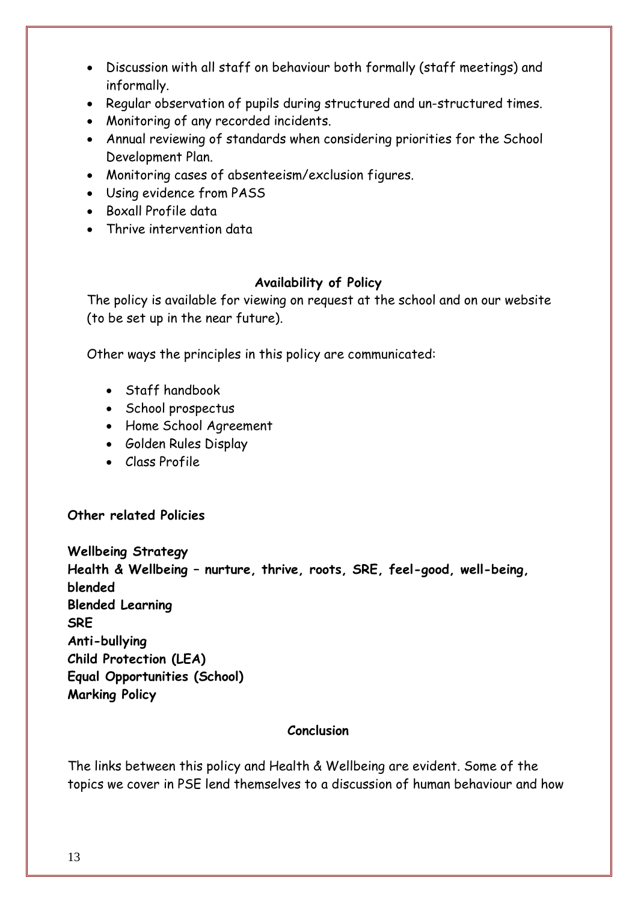- Discussion with all staff on behaviour both formally (staff meetings) and informally.
- Regular observation of pupils during structured and un-structured times.
- Monitoring of any recorded incidents.
- Annual reviewing of standards when considering priorities for the School Development Plan.
- Monitoring cases of absenteeism/exclusion figures.
- Using evidence from PASS
- Boxall Profile data
- Thrive intervention data

## Availability of Policy

The policy is available for viewing on request at the school and on our website (to be set up in the near future).

Other ways the principles in this policy are communicated:

- Staff handbook
- School prospectus
- Home School Agreement
- Golden Rules Display
- Class Profile

**Other related Policies**

**Wellbeing Strategy**
**Health & Wellbeing – nurture, thrive, roots, SRE, feel-good, well-being, blended**
**Blended Learning**
**SRE**
**Anti-bullying**
**Child Protection (LEA)**
**Equal Opportunities (School)**
**Marking Policy**

## Conclusion

The links between this policy and Health & Wellbeing are evident. Some of the topics we cover in PSE lend themselves to a discussion of human behaviour and how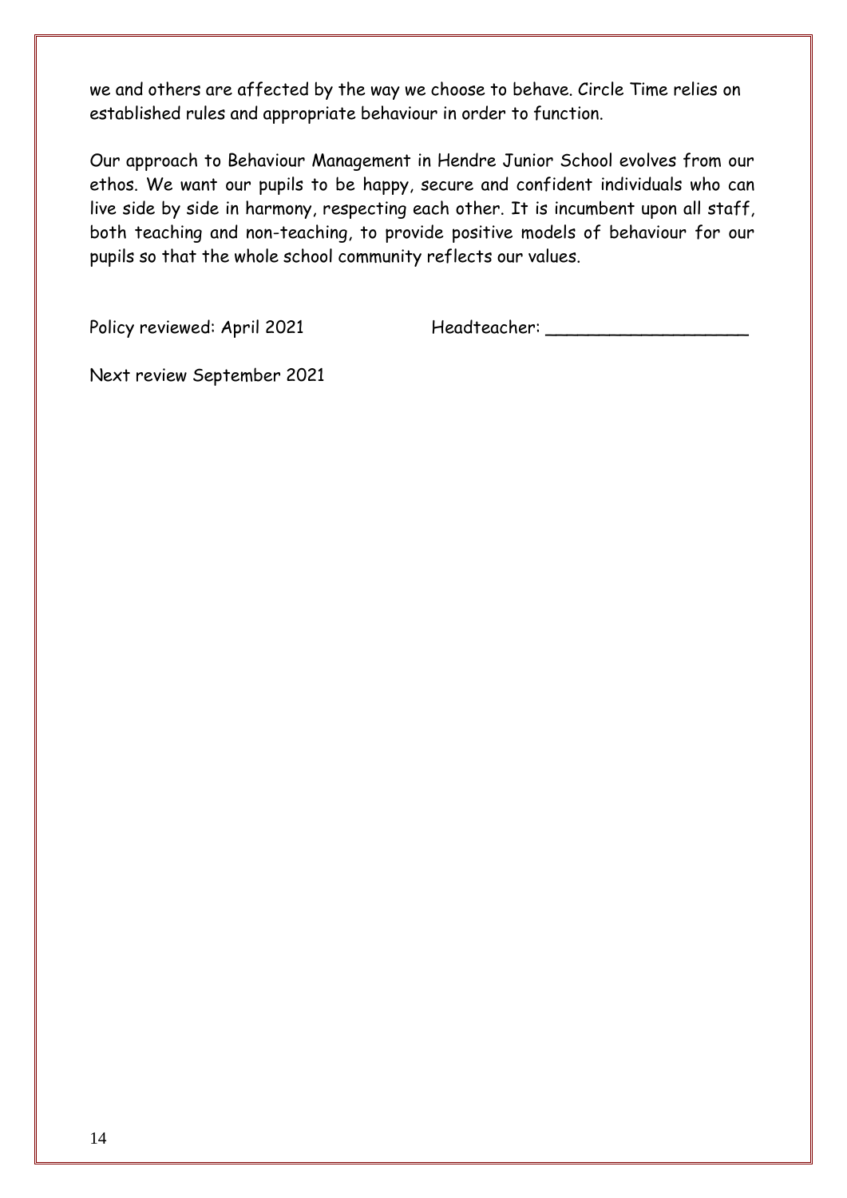we and others are affected by the way we choose to behave. Circle Time relies on established rules and appropriate behaviour in order to function.

Our approach to Behaviour Management in Hendre Junior School evolves from our ethos. We want our pupils to be happy, secure and confident individuals who can live side by side in harmony, respecting each other. It is incumbent upon all staff, both teaching and non-teaching, to provide positive models of behaviour for our pupils so that the whole school community reflects our values.

Policy reviewed: April 2021 Headteacher: ___________________

Next review September 2021